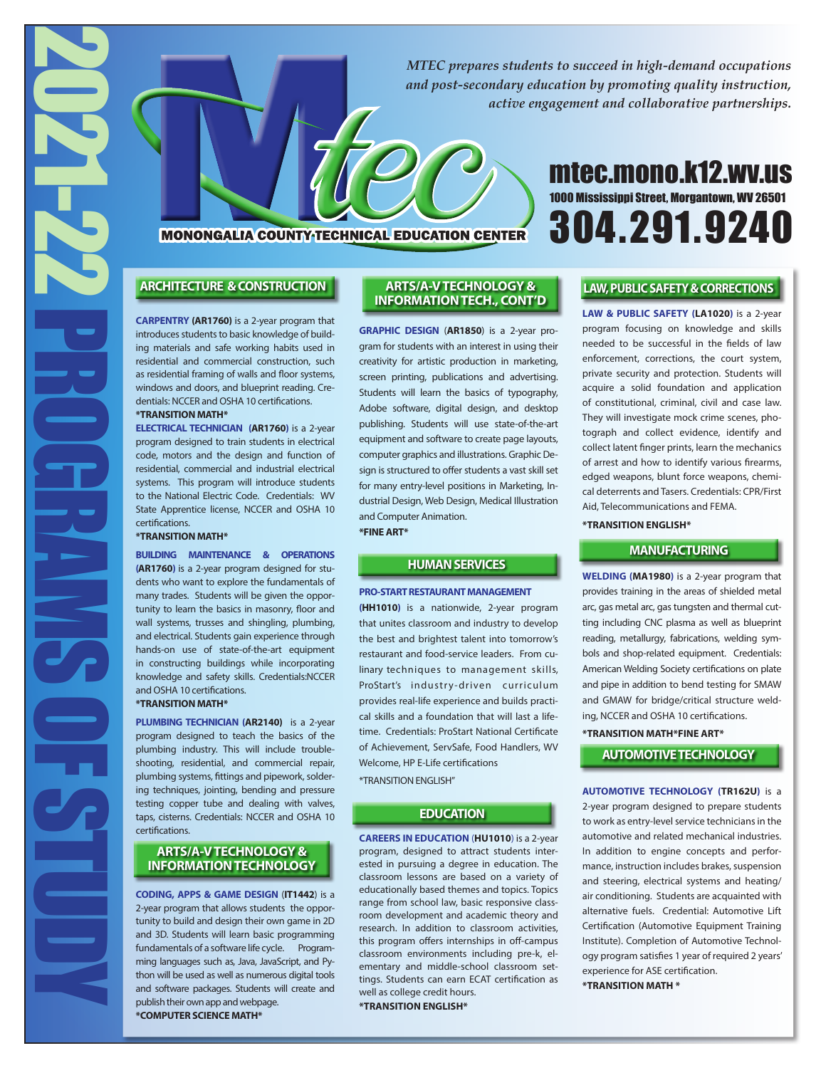# 2021-22 PROGRAMS OF STUDY

**MONONGALIA COUNTY TECHNICAL EDUCATION CENTER**

*MTEC prepares students to succeed in high-demand occupations and post-secondary education by promoting quality instruction, active engagement and collaborative partnerships.*

**mtec.mono.k12.wv.us**
1000 Mississippi Street, Morgantown, WV 26501
**304.291.9240**

## ARCHITECTURE & CONSTRUCTION

**CARPENTRY (AR1760)** is a 2-year program that introduces students to basic knowledge of building materials and safe working habits used in residential and commercial construction, such as residential framing of walls and floor systems, windows and doors, and blueprint reading. Credentials: NCCER and OSHA 10 certifications.
**\*TRANSITION MATH\***

**ELECTRICAL TECHNICIAN (AR1760)** is a 2-year program designed to train students in electrical code, motors and the design and function of residential, commercial and industrial electrical systems. This program will introduce students to the National Electric Code. Credentials: WV State Apprentice license, NCCER and OSHA 10 certifications.
**\*TRANSITION MATH\***

**BUILDING MAINTENANCE & OPERATIONS (AR1760)** is a 2-year program designed for students who want to explore the fundamentals of many trades. Students will be given the opportunity to learn the basics in masonry, floor and wall systems, trusses and shingling, plumbing, and electrical. Students gain experience through hands-on use of state-of-the-art equipment in constructing buildings while incorporating knowledge and safety skills. Credentials:NCCER and OSHA 10 certifications.
**\*TRANSITION MATH\***

**PLUMBING TECHNICIAN (AR2140)** is a 2-year program designed to teach the basics of the plumbing industry. This will include troubleshooting, residential, and commercial repair, plumbing systems, fittings and pipework, soldering techniques, jointing, bending and pressure testing copper tube and dealing with valves, taps, cisterns. Credentials: NCCER and OSHA 10 certifications.

## ARTS/A-V TECHNOLOGY & INFORMATION TECHNOLOGY

**CODING, APPS & GAME DESIGN (IT1442)** is a 2-year program that allows students the opportunity to build and design their own game in 2D and 3D. Students will learn basic programming fundamentals of a software life cycle. Programming languages such as, Java, JavaScript, and Python will be used as well as numerous digital tools and software packages. Students will create and publish their own app and webpage.
**\*COMPUTER SCIENCE MATH\***

## ARTS/A-V TECHNOLOGY & INFORMATION TECH., CONT'D

**GRAPHIC DESIGN (AR1850)** is a 2-year program for students with an interest in using their creativity for artistic production in marketing, screen printing, publications and advertising. Students will learn the basics of typography, Adobe software, digital design, and desktop publishing. Students will use state-of-the-art equipment and software to create page layouts, computer graphics and illustrations. Graphic Design is structured to offer students a vast skill set for many entry-level positions in Marketing, Industrial Design, Web Design, Medical Illustration and Computer Animation.
**\*FINE ART\***

## HUMAN SERVICES

**PRO-START RESTAURANT MANAGEMENT (HH1010)** is a nationwide, 2-year program that unites classroom and industry to develop the best and brightest talent into tomorrow's restaurant and food-service leaders. From culinary techniques to management skills, ProStart's industry-driven curriculum provides real-life experience and builds practical skills and a foundation that will last a lifetime. Credentials: ProStart National Certificate of Achievement, ServSafe, Food Handlers, WV Welcome, HP E-Life certifications
\*TRANSITION ENGLISH"

## EDUCATION

**CAREERS IN EDUCATION (HU1010)** is a 2-year program, designed to attract students interested in pursuing a degree in education. The classroom lessons are based on a variety of educationally based themes and topics. Topics range from school law, basic responsive classroom development and academic theory and research. In addition to classroom activities, this program offers internships in off-campus classroom environments including pre-k, elementary and middle-school classroom settings. Students can earn ECAT certification as well as college credit hours.
**\*TRANSITION ENGLISH\***

## LAW, PUBLIC SAFETY & CORRECTIONS

**LAW & PUBLIC SAFETY (LA1020)** is a 2-year program focusing on knowledge and skills needed to be successful in the fields of law enforcement, corrections, the court system, private security and protection. Students will acquire a solid foundation and application of constitutional, criminal, civil and case law. They will investigate mock crime scenes, photograph and collect evidence, identify and collect latent finger prints, learn the mechanics of arrest and how to identify various firearms, edged weapons, blunt force weapons, chemical deterrents and Tasers. Credentials: CPR/First Aid, Telecommunications and FEMA.
**\*TRANSITION ENGLISH\***

## MANUFACTURING

**WELDING (MA1980)** is a 2-year program that provides training in the areas of shielded metal arc, gas metal arc, gas tungsten and thermal cutting including CNC plasma as well as blueprint reading, metallurgy, fabrications, welding symbols and shop-related equipment. Credentials: American Welding Society certifications on plate and pipe in addition to bend testing for SMAW and GMAW for bridge/critical structure welding, NCCER and OSHA 10 certifications.
**\*TRANSITION MATH\*FINE ART\***

## AUTOMOTIVE TECHNOLOGY

**AUTOMOTIVE TECHNOLOGY (TR162U)** is a 2-year program designed to prepare students to work as entry-level service technicians in the automotive and related mechanical industries. In addition to engine concepts and performance, instruction includes brakes, suspension and steering, electrical systems and heating/air conditioning. Students are acquainted with alternative fuels. Credential: Automotive Lift Certification (Automotive Equipment Training Institute). Completion of Automotive Technology program satisfies 1 year of required 2 years' experience for ASE certification.
**\*TRANSITION MATH \***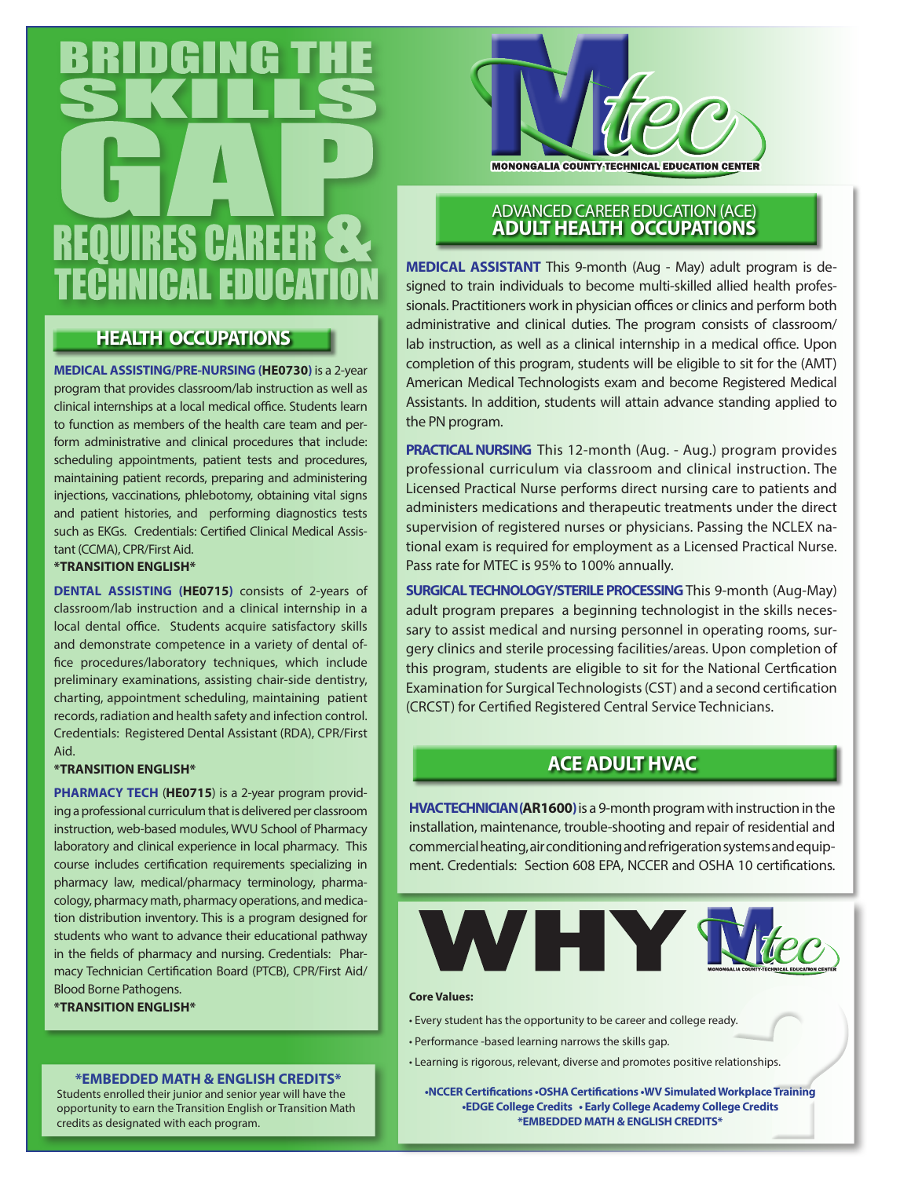# BRIDGING THE SKILLS GAP REQUIRES CAREER & TECHNICAL EDUCATION

## HEALTH OCCUPATIONS

**MEDICAL ASSISTING/PRE-NURSING (HE0730)** is a 2-year program that provides classroom/lab instruction as well as clinical internships at a local medical office. Students learn to function as members of the health care team and perform administrative and clinical procedures that include: scheduling appointments, patient tests and procedures, maintaining patient records, preparing and administering injections, vaccinations, phlebotomy, obtaining vital signs and patient histories, and performing diagnostics tests such as EKGs. Credentials: Certified Clinical Medical Assistant (CCMA), CPR/First Aid.
**\*TRANSITION ENGLISH\***

**DENTAL ASSISTING (HE0715)** consists of 2-years of classroom/lab instruction and a clinical internship in a local dental office. Students acquire satisfactory skills and demonstrate competence in a variety of dental office procedures/laboratory techniques, which include preliminary examinations, assisting chair-side dentistry, charting, appointment scheduling, maintaining patient records, radiation and health safety and infection control. Credentials: Registered Dental Assistant (RDA), CPR/First Aid.
**\*TRANSITION ENGLISH\***

**PHARMACY TECH (HE0715)** is a 2-year program providing a professional curriculum that is delivered per classroom instruction, web-based modules, WVU School of Pharmacy laboratory and clinical experience in local pharmacy. This course includes certification requirements specializing in pharmacy law, medical/pharmacy terminology, pharmacology, pharmacy math, pharmacy operations, and medication distribution inventory. This is a program designed for students who want to advance their educational pathway in the fields of pharmacy and nursing. Credentials: Pharmacy Technician Certification Board (PTCB), CPR/First Aid/ Blood Borne Pathogens.
**\*TRANSITION ENGLISH\***

**\*EMBEDDED MATH & ENGLISH CREDITS\***
Students enrolled their junior and senior year will have the opportunity to earn the Transition English or Transition Math credits as designated with each program.

MTEC — MONONGALIA COUNTY TECHNICAL EDUCATION CENTER

## ADVANCED CAREER EDUCATION (ACE) ADULT HEALTH OCCUPATIONS

**MEDICAL ASSISTANT** This 9-month (Aug - May) adult program is designed to train individuals to become multi-skilled allied health professionals. Practitioners work in physician offices or clinics and perform both administrative and clinical duties. The program consists of classroom/ lab instruction, as well as a clinical internship in a medical office. Upon completion of this program, students will be eligible to sit for the (AMT) American Medical Technologists exam and become Registered Medical Assistants. In addition, students will attain advance standing applied to the PN program.

**PRACTICAL NURSING** This 12-month (Aug. - Aug.) program provides professional curriculum via classroom and clinical instruction. The Licensed Practical Nurse performs direct nursing care to patients and administers medications and therapeutic treatments under the direct supervision of registered nurses or physicians. Passing the NCLEX national exam is required for employment as a Licensed Practical Nurse. Pass rate for MTEC is 95% to 100% annually.

**SURGICAL TECHNOLOGY/STERILE PROCESSING** This 9-month (Aug-May) adult program prepares a beginning technologist in the skills necessary to assist medical and nursing personnel in operating rooms, surgery clinics and sterile processing facilities/areas. Upon completion of this program, students are eligible to sit for the National Certfication Examination for Surgical Technologists (CST) and a second certification (CRCST) for Certified Registered Central Service Technicians.

## ACE ADULT HVAC

**HVAC TECHNICIAN (AR1600)** is a 9-month program with instruction in the installation, maintenance, trouble-shooting and repair of residential and commercial heating, air conditioning and refrigeration systems and equipment. Credentials: Section 608 EPA, NCCER and OSHA 10 certifications.

## WHY MTEC?

MONONGALIA COUNTY TECHNICAL EDUCATION CENTER

**Core Values:**

- Every student has the opportunity to be career and college ready.
- Performance -based learning narrows the skills gap.
- Learning is rigorous, relevant, diverse and promotes positive relationships.

**•NCCER Certifications •OSHA Certifications •WV Simulated Workplace Training •EDGE College Credits • Early College Academy College Credits \*EMBEDDED MATH & ENGLISH CREDITS\***